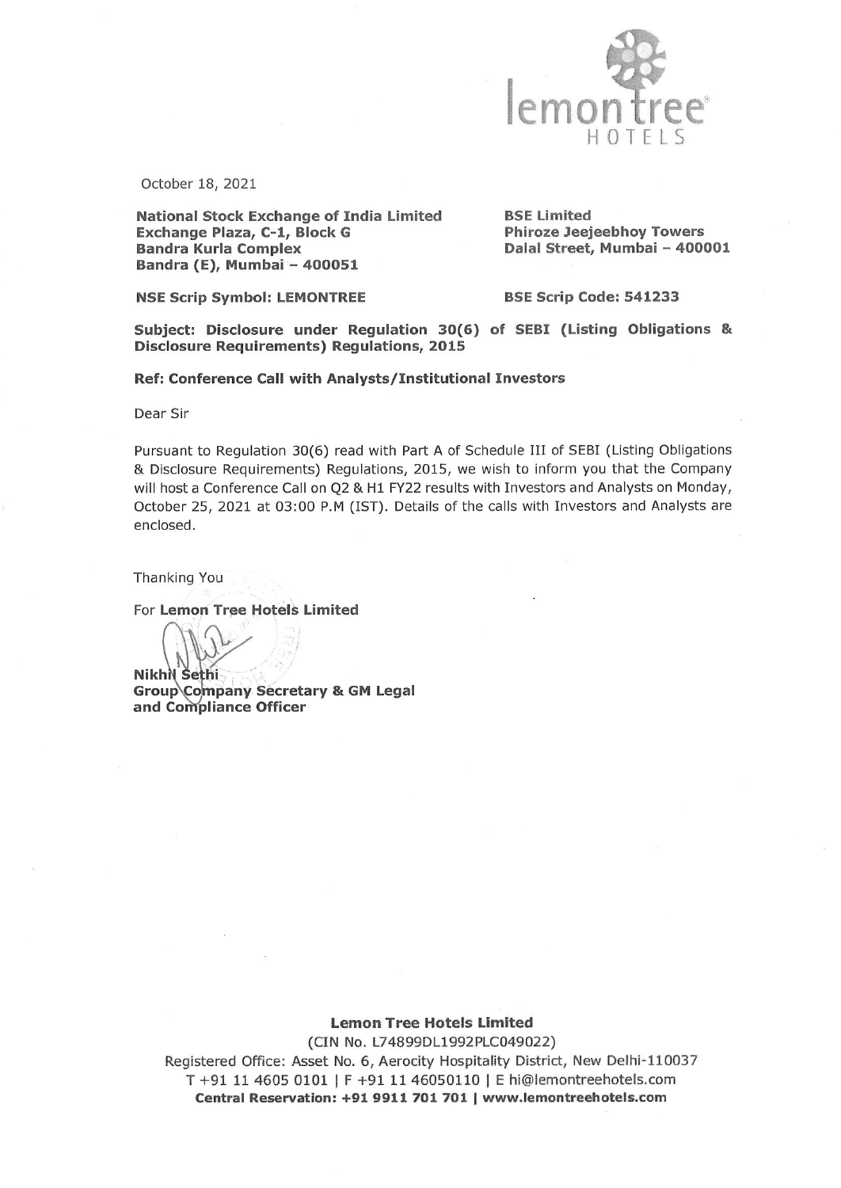October 18, 2021

**National Stock Exchange of India Limited**
**Exchange Plaza, C-1, Block G**
**Bandra Kurla Complex**
**Bandra (E), Mumbai – 400051**

**BSE Limited**
**Phiroze Jeejeebhoy Towers**
**Dalal Street, Mumbai – 400001**

**NSE Scrip Symbol: LEMONTREE**

**BSE Scrip Code: 541233**

**Subject: Disclosure under Regulation 30(6) of SEBI (Listing Obligations & Disclosure Requirements) Regulations, 2015**

**Ref: Conference Call with Analysts/Institutional Investors**

Dear Sir

Pursuant to Regulation 30(6) read with Part A of Schedule III of SEBI (Listing Obligations & Disclosure Requirements) Regulations, 2015, we wish to inform you that the Company will host a Conference Call on Q2 & H1 FY22 results with Investors and Analysts on Monday, October 25, 2021 at 03:00 P.M (IST). Details of the calls with Investors and Analysts are enclosed.

Thanking You

For **Lemon Tree Hotels Limited**

**Nikhil Sethi**
**Group Company Secretary & GM Legal and Compliance Officer**

**Lemon Tree Hotels Limited**
(CIN No. L74899DL1992PLC049022)
Registered Office: Asset No. 6, Aerocity Hospitality District, New Delhi-110037
T +91 11 4605 0101 | F +91 11 46050110 | E hi@lemontreehotels.com
**Central Reservation: +91 9911 701 701 | www.lemontreehotels.com**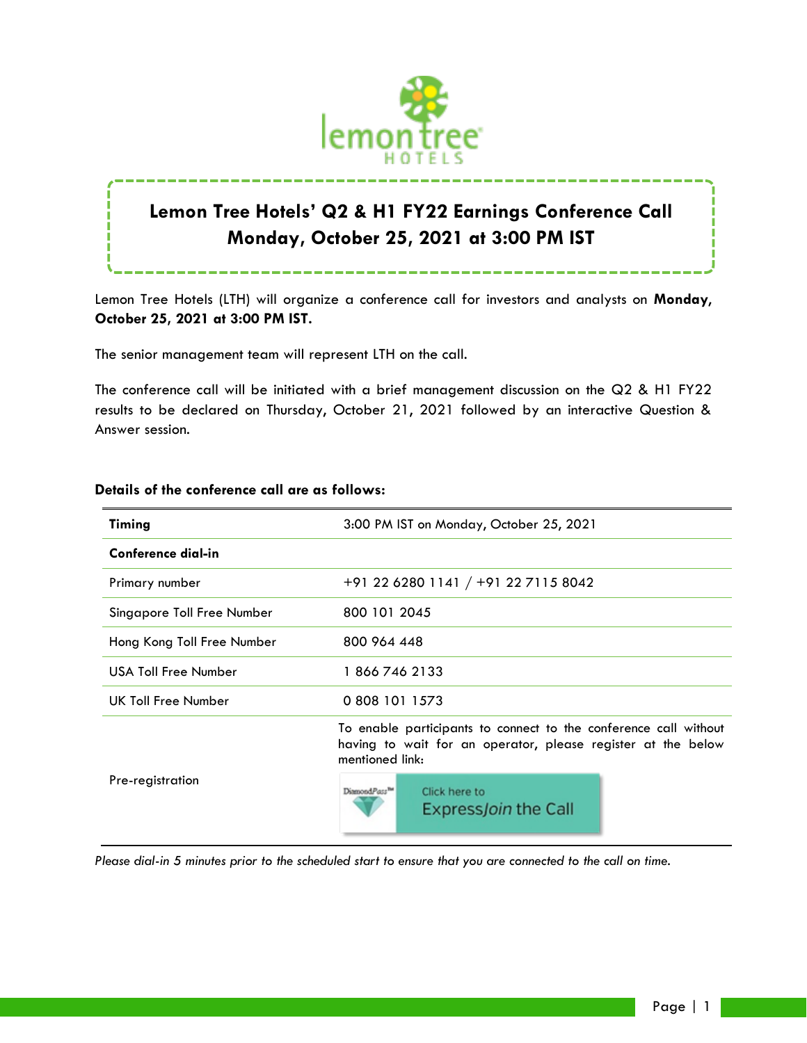# Lemon Tree Hotels' Q2 & H1 FY22 Earnings Conference Call
# Monday, October 25, 2021 at 3:00 PM IST

Lemon Tree Hotels (LTH) will organize a conference call for investors and analysts on **Monday, October 25, 2021 at 3:00 PM IST.**

The senior management team will represent LTH on the call.

The conference call will be initiated with a brief management discussion on the Q2 & H1 FY22 results to be declared on Thursday, October 21, 2021 followed by an interactive Question & Answer session.

**Details of the conference call are as follows:**

| **Timing** | 3:00 PM IST on Monday, October 25, 2021 |
|---|---|
| **Conference dial-in** | |
| Primary number | +91 22 6280 1141 / +91 22 7115 8042 |
| Singapore Toll Free Number | 800 101 2045 |
| Hong Kong Toll Free Number | 800 964 448 |
| USA Toll Free Number | 1 866 746 2133 |
| UK Toll Free Number | 0 808 101 1573 |
| Pre-registration | To enable participants to connect to the conference call without having to wait for an operator, please register at the below mentioned link: DiamondPass™ Click here to ExpressJoin the Call |

*Please dial-in 5 minutes prior to the scheduled start to ensure that you are connected to the call on time.*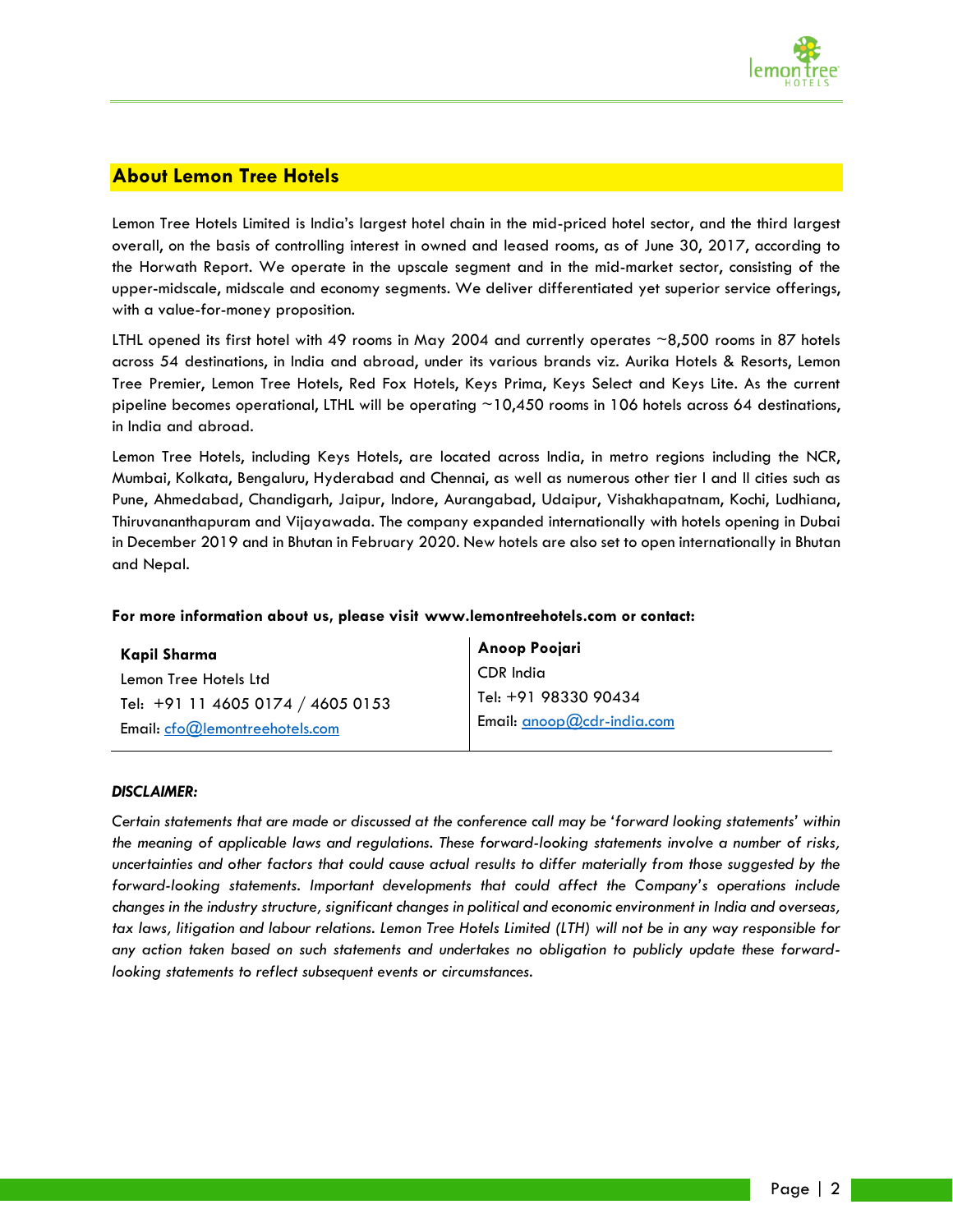## About Lemon Tree Hotels

Lemon Tree Hotels Limited is India's largest hotel chain in the mid-priced hotel sector, and the third largest overall, on the basis of controlling interest in owned and leased rooms, as of June 30, 2017, according to the Horwath Report. We operate in the upscale segment and in the mid-market sector, consisting of the upper-midscale, midscale and economy segments. We deliver differentiated yet superior service offerings, with a value-for-money proposition.

LTHL opened its first hotel with 49 rooms in May 2004 and currently operates ~8,500 rooms in 87 hotels across 54 destinations, in India and abroad, under its various brands viz. Aurika Hotels & Resorts, Lemon Tree Premier, Lemon Tree Hotels, Red Fox Hotels, Keys Prima, Keys Select and Keys Lite. As the current pipeline becomes operational, LTHL will be operating ~10,450 rooms in 106 hotels across 64 destinations, in India and abroad.

Lemon Tree Hotels, including Keys Hotels, are located across India, in metro regions including the NCR, Mumbai, Kolkata, Bengaluru, Hyderabad and Chennai, as well as numerous other tier I and II cities such as Pune, Ahmedabad, Chandigarh, Jaipur, Indore, Aurangabad, Udaipur, Vishakhapatnam, Kochi, Ludhiana, Thiruvananthapuram and Vijayawada. The company expanded internationally with hotels opening in Dubai in December 2019 and in Bhutan in February 2020. New hotels are also set to open internationally in Bhutan and Nepal.

**For more information about us, please visit www.lemontreehotels.com or contact:**

| | |
|---|---|
| **Kapil Sharma** | **Anoop Poojari** |
| Lemon Tree Hotels Ltd | CDR India |
| Tel: +91 11 4605 0174 / 4605 0153 | Tel: +91 98330 90434 |
| Email: cfo@lemontreehotels.com | Email: anoop@cdr-india.com |

***DISCLAIMER:***

*Certain statements that are made or discussed at the conference call may be 'forward looking statements' within the meaning of applicable laws and regulations. These forward-looking statements involve a number of risks, uncertainties and other factors that could cause actual results to differ materially from those suggested by the forward-looking statements. Important developments that could affect the Company's operations include changes in the industry structure, significant changes in political and economic environment in India and overseas, tax laws, litigation and labour relations. Lemon Tree Hotels Limited (LTH) will not be in any way responsible for any action taken based on such statements and undertakes no obligation to publicly update these forward-looking statements to reflect subsequent events or circumstances.*